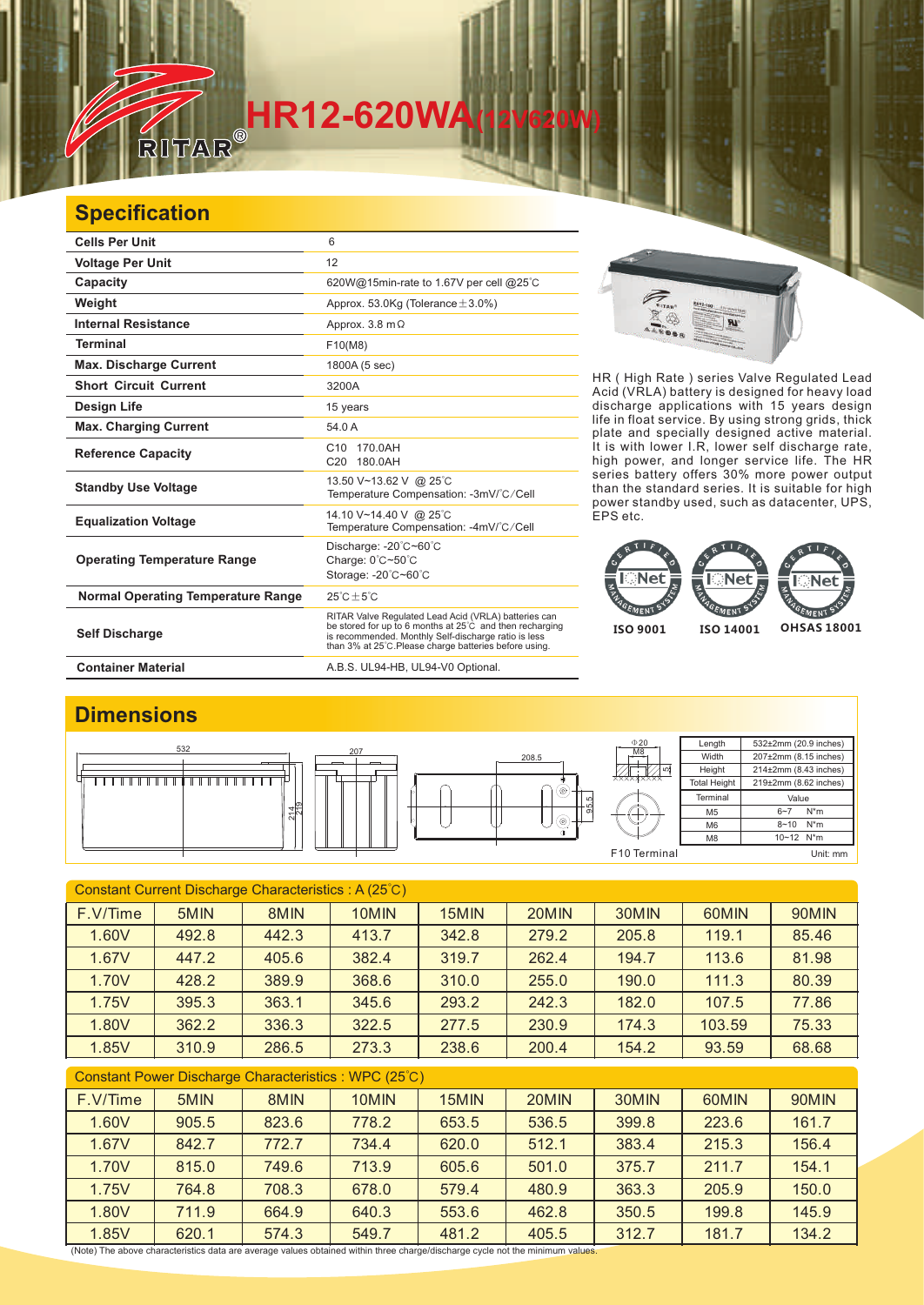# HR12-620WA(12V620W)

## Specification

| | |
|---|---|
| **Cells Per Unit** | 6 |
| **Voltage Per Unit** | 12 |
| **Capacity** | 620W@15min-rate to 1.67V per cell @25°C |
| **Weight** | Approx. 53.0Kg (Tolerance±3.0%) |
| **Internal Resistance** | Approx. 3.8 mΩ |
| **Terminal** | F10(M8) |
| **Max. Discharge Current** | 1800A (5 sec) |
| **Short Circuit Current** | 3200A |
| **Design Life** | 15 years |
| **Max. Charging Current** | 54.0 A |
| **Reference Capacity** | C10 170.0AH<br>C20 180.0AH |
| **Standby Use Voltage** | 13.50 V~13.62 V @ 25°C<br>Temperature Compensation: -3mV/°C/Cell |
| **Equalization Voltage** | 14.10 V~14.40 V @ 25°C<br>Temperature Compensation: -4mV/°C/Cell |
| **Operating Temperature Range** | Discharge: -20°C~60°C<br>Charge: 0°C~50°C<br>Storage: -20°C~60°C |
| **Normal Operating Temperature Range** | 25°C±5°C |
| **Self Discharge** | RITAR Valve Regulated Lead Acid (VRLA) batteries can be stored for up to 6 months at 25°C and then recharging is recommended. Monthly Self-discharge ratio is less than 3% at 25°C.Please charge batteries before using. |
| **Container Material** | A.B.S. UL94-HB, UL94-V0 Optional. |

HR ( High Rate ) series Valve Regulated Lead Acid (VRLA) battery is designed for heavy load discharge applications with 15 years design life in float service. By using strong grids, thick plate and specially designed active material. It is with lower I.R, lower self discharge rate, high power, and longer service life. The HR series battery offers 30% more power output than the standard series. It is suitable for high power standby used, such as datacenter, UPS, EPS etc.

ISO 9001 ISO 14001 OHSAS 18001

## Dimensions

| Length | 532±2mm (20.9 inches) |
|---|---|
| Width | 207±2mm (8.15 inches) |
| Height | 214±2mm (8.43 inches) |
| Total Height | 219±2mm (8.62 inches) |

| Terminal | Value |
|---|---|
| M5 | 6~7 N*m |
| M6 | 8~10 N*m |
| M8 | 10~12 N*m |

F10 Terminal

Unit: mm

**Constant Current Discharge Characteristics : A (25°C)**

| F.V/Time | 5MIN | 8MIN | 10MIN | 15MIN | 20MIN | 30MIN | 60MIN | 90MIN |
|---|---|---|---|---|---|---|---|---|
| 1.60V | 492.8 | 442.3 | 413.7 | 342.8 | 279.2 | 205.8 | 119.1 | 85.46 |
| 1.67V | 447.2 | 405.6 | 382.4 | 319.7 | 262.4 | 194.7 | 113.6 | 81.98 |
| 1.70V | 428.2 | 389.9 | 368.6 | 310.0 | 255.0 | 190.0 | 111.3 | 80.39 |
| 1.75V | 395.3 | 363.1 | 345.6 | 293.2 | 242.3 | 182.0 | 107.5 | 77.86 |
| 1.80V | 362.2 | 336.3 | 322.5 | 277.5 | 230.9 | 174.3 | 103.59 | 75.33 |
| 1.85V | 310.9 | 286.5 | 273.3 | 238.6 | 200.4 | 154.2 | 93.59 | 68.68 |

**Constant Power Discharge Characteristics : WPC (25°C)**

| F.V/Time | 5MIN | 8MIN | 10MIN | 15MIN | 20MIN | 30MIN | 60MIN | 90MIN |
|---|---|---|---|---|---|---|---|---|
| 1.60V | 905.5 | 823.6 | 778.2 | 653.5 | 536.5 | 399.8 | 223.6 | 161.7 |
| 1.67V | 842.7 | 772.7 | 734.4 | 620.0 | 512.1 | 383.4 | 215.3 | 156.4 |
| 1.70V | 815.0 | 749.6 | 713.9 | 605.6 | 501.0 | 375.7 | 211.7 | 154.1 |
| 1.75V | 764.8 | 708.3 | 678.0 | 579.4 | 480.9 | 363.3 | 205.9 | 150.0 |
| 1.80V | 711.9 | 664.9 | 640.3 | 553.6 | 462.8 | 350.5 | 199.8 | 145.9 |
| 1.85V | 620.1 | 574.3 | 549.7 | 481.2 | 405.5 | 312.7 | 181.7 | 134.2 |

(Note) The above characteristics data are average values obtained within three charge/discharge cycle not the minimum values.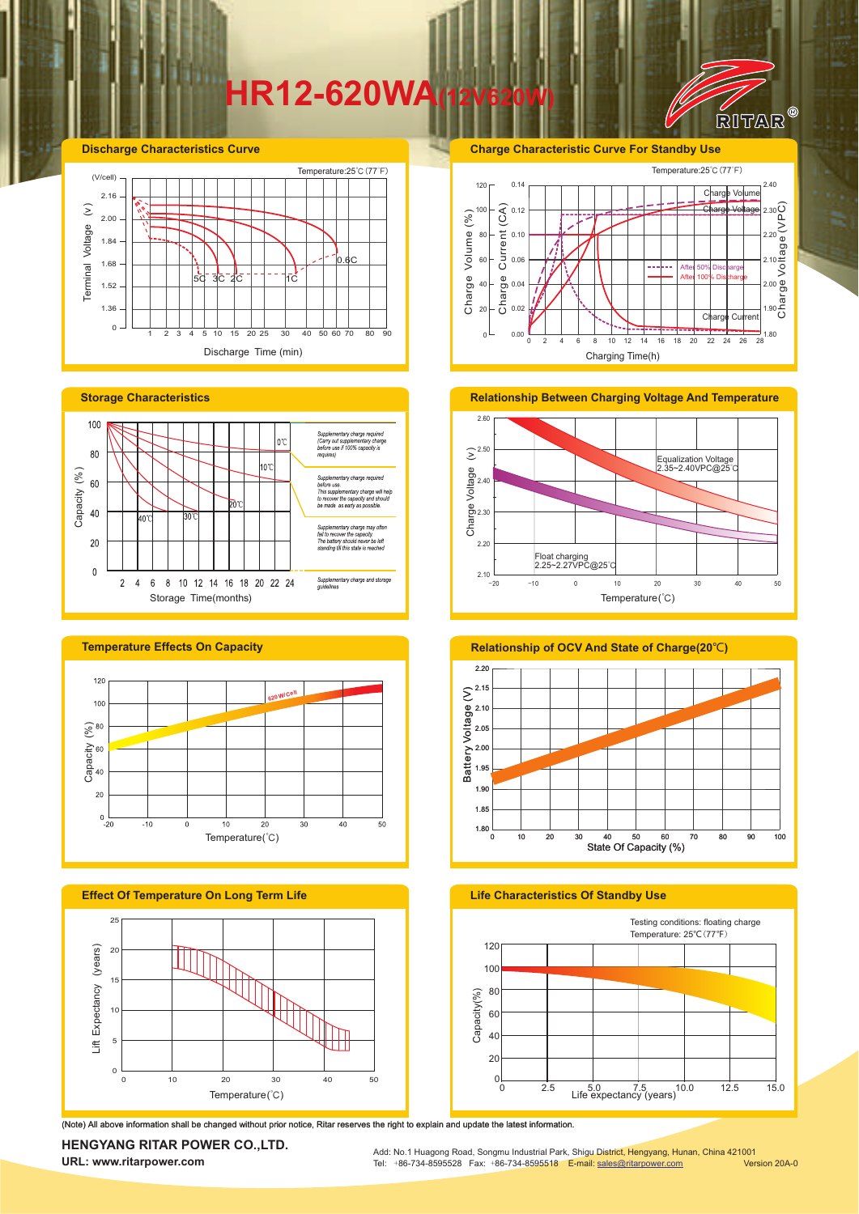# HR12-620WA(12V620W)

RITAR®

## Discharge Characteristics Curve

Temperature:25℃ (77℉)

(V/cell)

Terminal Voltage (v)

2.16
2.00
1.84
1.68
1.52
1.36
0

5C 3C 2C 1C 0.6C

1 2 3 4 5 10 15 20 25 30 40 50 60 70 80 90

Discharge Time (min)

## Charge Characteristic Curve For Standby Use

Temperature:25℃ (77℉)

Charge Volume (%) 120 100 80 60 40 20 0

Charge Current (CA) 0.14 0.12 0.10 0.06 0.04 0.02 0.00

Charge Voltage (VPC) 2.40 2.30 2.20 2.10 2.00 1.90 1.80

Charge Volume
Charge Voltage
After 50% Discharge
After 100% Discharge
Charge Current

0 2 4 6 8 10 12 14 16 18 20 22 24 26 28

Charging Time(h)

## Storage Characteristics

Capacity (%) 100 80 60 40 20 0

0℃ 10℃ 20℃ 30℃ 40℃

Supplementary charge required (Carry out supplementary charge before use if 100% capacity is required)

Supplementary charge required before use. This supplementary charge will help to recover the capacity and should be made as early as possible.

Supplementary charge may often fail to recover the capacity. The battery should never be left standing till this state is reached

Supplementary charge and storage guidelines

2 4 6 8 10 12 14 16 18 20 22 24

Storage Time(months)

## Relationship Between Charging Voltage And Temperature

Charge Voltage (v) 2.60 2.50 2.40 2.30 2.20 2.10

Equalization Voltage
2.35~2.40VPC@25℃

Float charging
2.25~2.27VPC@25℃

−20 −10 0 10 20 30 40 50

Temperature(℃)

## Temperature Effects On Capacity

Capacity (%) 120 100 80 60 40 20 0

620W/Cell

-20 -10 0 10 20 30 40 50

Temperature(℃)

## Relationship of OCV And State of Charge(20℃)

Battery Voltage (V) 2.20 2.15 2.10 2.05 2.00 1.95 1.90 1.85 1.80

0 10 20 30 40 50 60 70 80 90 100

State Of Capacity (%)

## Effect Of Temperature On Long Term Life

Lift Expectancy (years) 25 20 15 10 5 0

0 10 20 30 40 50

Temperature(℃)

## Life Characteristics Of Standby Use

Testing conditions: floating charge
Temperature: 25℃(77℉)

Capacity(%) 120 100 80 60 40 20 0

0 2.5 5.0 7.5 10.0 12.5 15.0

Life expectancy (years)

(Note) All above information shall be changed without prior notice, Ritar reserves the right to explain and update the latest information.

**HENGYANG RITAR POWER CO.,LTD.**
**URL: www.ritarpower.com**

Add: No.1 Huagong Road, Songmu Industrial Park, Shigu District, Hengyang, Hunan, China 421001
Tel: +86-734-8595528 Fax: +86-734-8595518 E-mail: sales@ritarpower.com

Version 20A-0